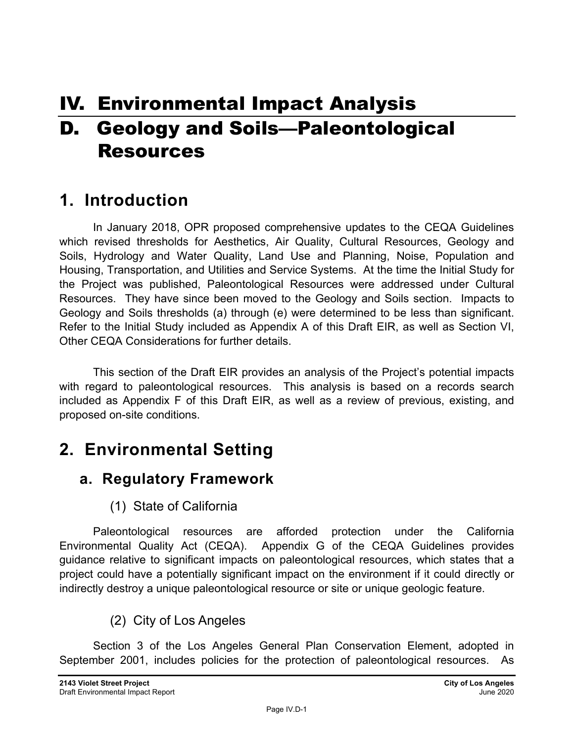# IV. Environmental Impact Analysis

# D. Geology and Soils—Paleontological Resources

## 1. Introduction

In January 2018, OPR proposed comprehensive updates to the CEQA Guidelines which revised thresholds for Aesthetics, Air Quality, Cultural Resources, Geology and Soils, Hydrology and Water Quality, Land Use and Planning, Noise, Population and Housing, Transportation, and Utilities and Service Systems. At the time the Initial Study for the Project was published, Paleontological Resources were addressed under Cultural Resources. They have since been moved to the Geology and Soils section. Impacts to Geology and Soils thresholds (a) through (e) were determined to be less than significant. Refer to the Initial Study included as Appendix A of this Draft EIR, as well as Section VI, Other CEQA Considerations for further details.

This section of the Draft EIR provides an analysis of the Project's potential impacts with regard to paleontological resources. This analysis is based on a records search included as Appendix F of this Draft EIR, as well as a review of previous, existing, and proposed on-site conditions.

## 2. Environmental Setting

### a. Regulatory Framework

#### (1) State of California

Paleontological resources are afforded protection under the California Environmental Quality Act (CEQA). Appendix G of the CEQA Guidelines provides guidance relative to significant impacts on paleontological resources, which states that a project could have a potentially significant impact on the environment if it could directly or indirectly destroy a unique paleontological resource or site or unique geologic feature.

#### (2) City of Los Angeles

Section 3 of the Los Angeles General Plan Conservation Element, adopted in September 2001, includes policies for the protection of paleontological resources. As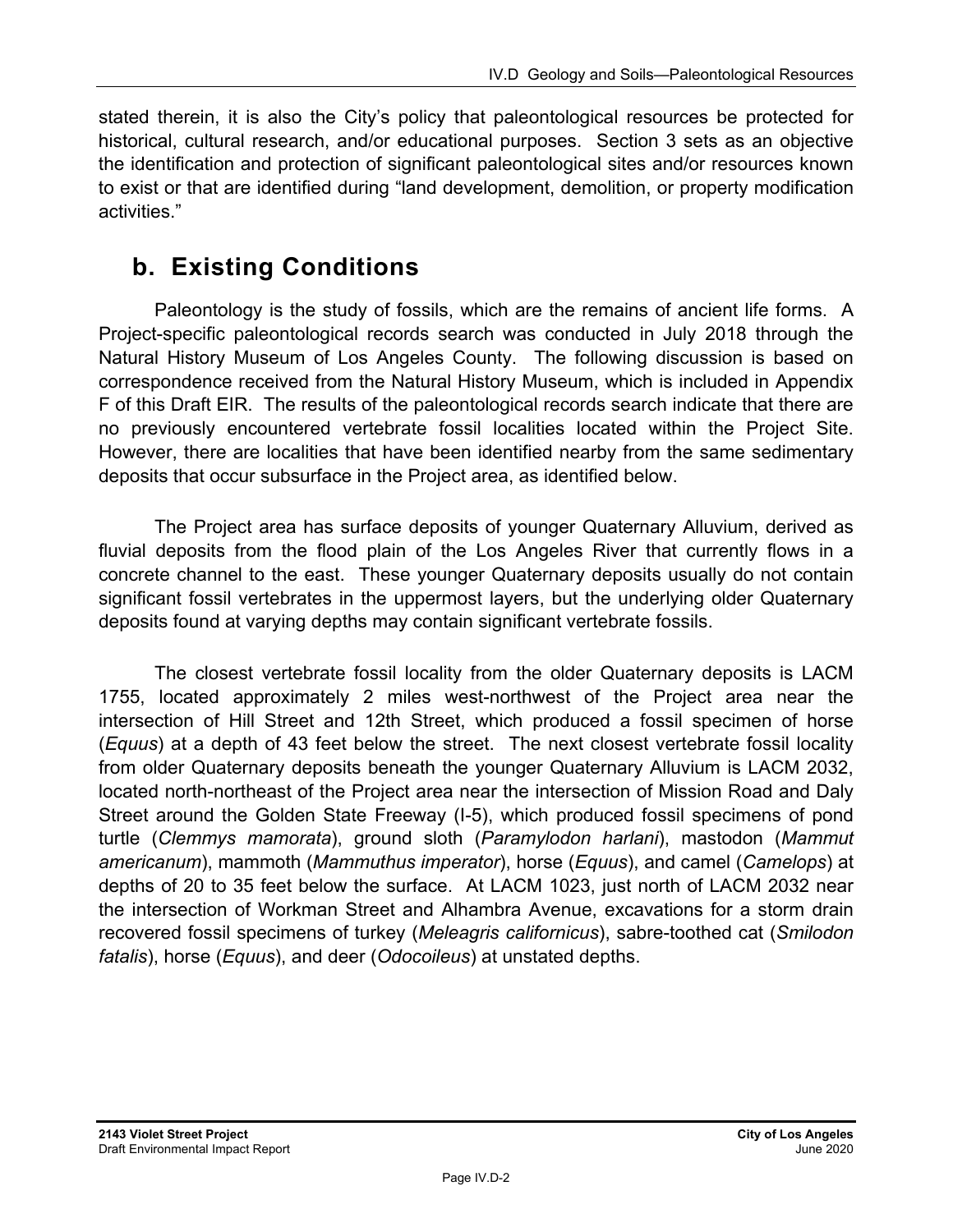stated therein, it is also the City's policy that paleontological resources be protected for historical, cultural research, and/or educational purposes. Section 3 sets as an objective the identification and protection of significant paleontological sites and/or resources known to exist or that are identified during "land development, demolition, or property modification activities."

## b. Existing Conditions

Paleontology is the study of fossils, which are the remains of ancient life forms. A Project-specific paleontological records search was conducted in July 2018 through the Natural History Museum of Los Angeles County. The following discussion is based on correspondence received from the Natural History Museum, which is included in Appendix F of this Draft EIR. The results of the paleontological records search indicate that there are no previously encountered vertebrate fossil localities located within the Project Site. However, there are localities that have been identified nearby from the same sedimentary deposits that occur subsurface in the Project area, as identified below.

The Project area has surface deposits of younger Quaternary Alluvium, derived as fluvial deposits from the flood plain of the Los Angeles River that currently flows in a concrete channel to the east. These younger Quaternary deposits usually do not contain significant fossil vertebrates in the uppermost layers, but the underlying older Quaternary deposits found at varying depths may contain significant vertebrate fossils.

The closest vertebrate fossil locality from the older Quaternary deposits is LACM 1755, located approximately 2 miles west-northwest of the Project area near the intersection of Hill Street and 12th Street, which produced a fossil specimen of horse (*Equus*) at a depth of 43 feet below the street. The next closest vertebrate fossil locality from older Quaternary deposits beneath the younger Quaternary Alluvium is LACM 2032, located north-northeast of the Project area near the intersection of Mission Road and Daly Street around the Golden State Freeway (I-5), which produced fossil specimens of pond turtle (*Clemmys mamorata*), ground sloth (*Paramylodon harlani*), mastodon (*Mammut americanum*), mammoth (*Mammuthus imperator*), horse (*Equus*), and camel (*Camelops*) at depths of 20 to 35 feet below the surface. At LACM 1023, just north of LACM 2032 near the intersection of Workman Street and Alhambra Avenue, excavations for a storm drain recovered fossil specimens of turkey (*Meleagris californicus*), sabre-toothed cat (*Smilodon fatalis*), horse (*Equus*), and deer (*Odocoileus*) at unstated depths.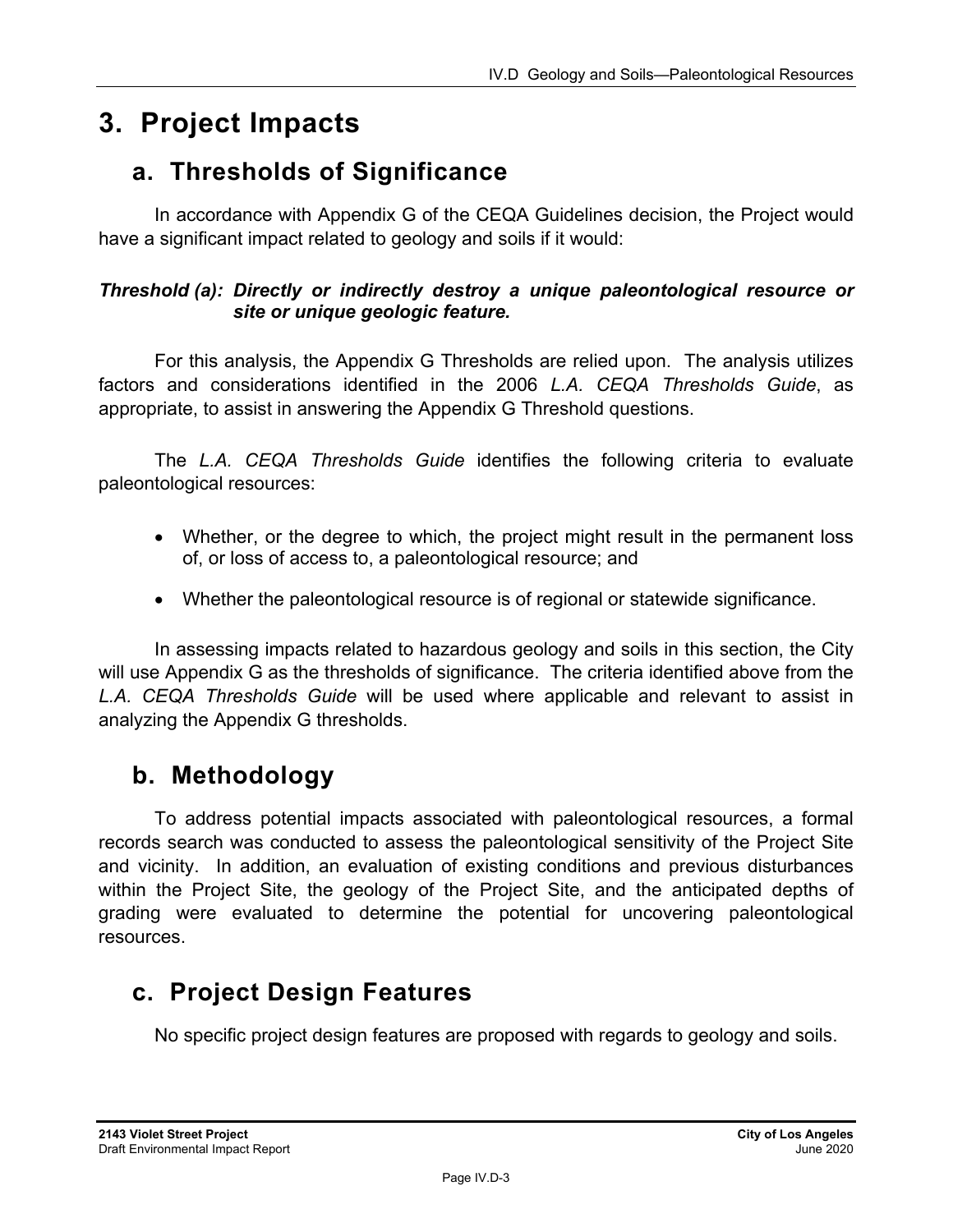# 3. Project Impacts

## a. Thresholds of Significance

In accordance with Appendix G of the CEQA Guidelines decision, the Project would have a significant impact related to geology and soils if it would:

***Threshold (a): Directly or indirectly destroy a unique paleontological resource or site or unique geologic feature.***

For this analysis, the Appendix G Thresholds are relied upon. The analysis utilizes factors and considerations identified in the 2006 *L.A. CEQA Thresholds Guide*, as appropriate, to assist in answering the Appendix G Threshold questions.

The *L.A. CEQA Thresholds Guide* identifies the following criteria to evaluate paleontological resources:

- Whether, or the degree to which, the project might result in the permanent loss of, or loss of access to, a paleontological resource; and
- Whether the paleontological resource is of regional or statewide significance.

In assessing impacts related to hazardous geology and soils in this section, the City will use Appendix G as the thresholds of significance. The criteria identified above from the *L.A. CEQA Thresholds Guide* will be used where applicable and relevant to assist in analyzing the Appendix G thresholds.

## b. Methodology

To address potential impacts associated with paleontological resources, a formal records search was conducted to assess the paleontological sensitivity of the Project Site and vicinity. In addition, an evaluation of existing conditions and previous disturbances within the Project Site, the geology of the Project Site, and the anticipated depths of grading were evaluated to determine the potential for uncovering paleontological resources.

## c. Project Design Features

No specific project design features are proposed with regards to geology and soils.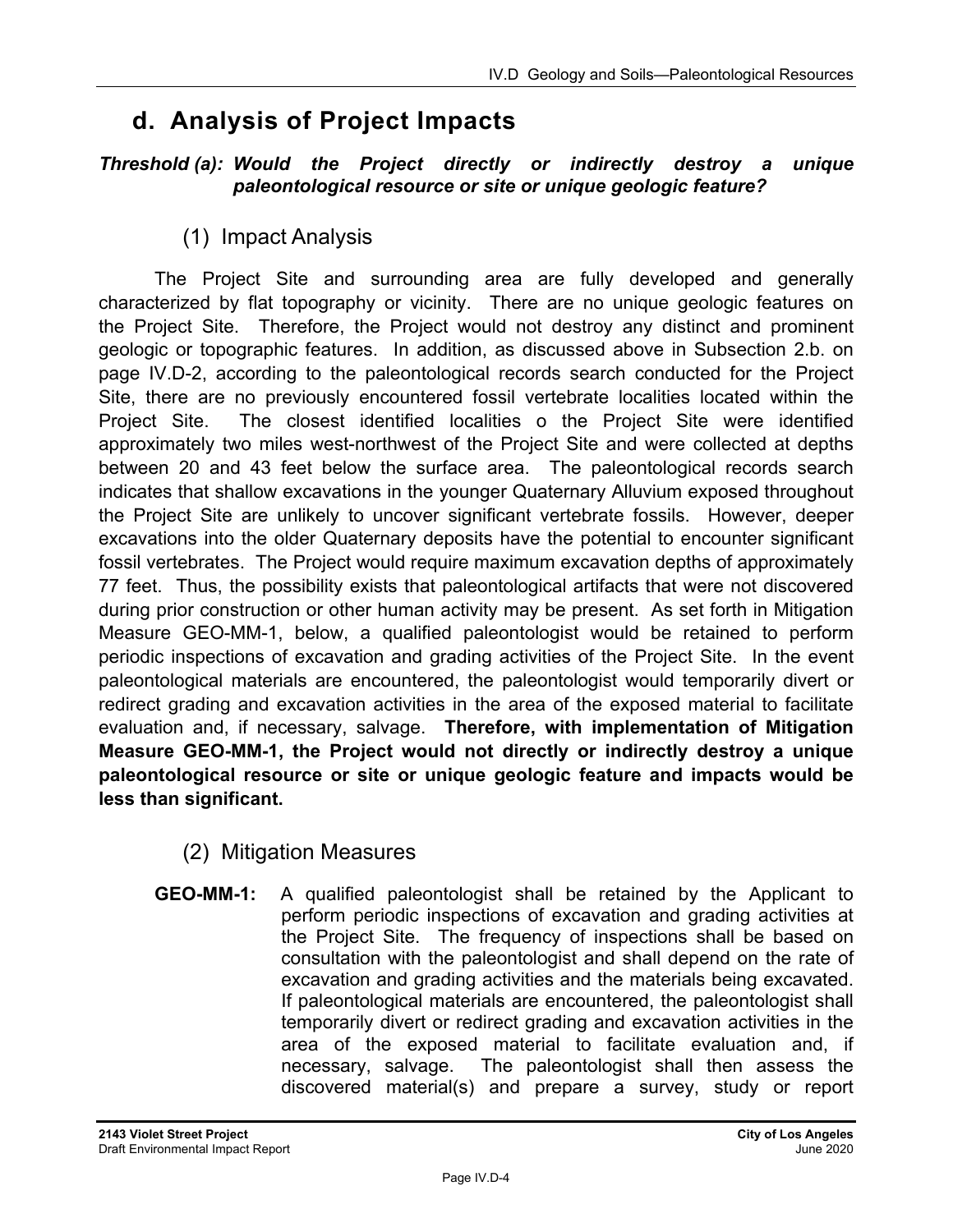## d. Analysis of Project Impacts

***Threshold (a): Would the Project directly or indirectly destroy a unique paleontological resource or site or unique geologic feature?***

### (1) Impact Analysis

The Project Site and surrounding area are fully developed and generally characterized by flat topography or vicinity. There are no unique geologic features on the Project Site. Therefore, the Project would not destroy any distinct and prominent geologic or topographic features. In addition, as discussed above in Subsection 2.b. on page IV.D-2, according to the paleontological records search conducted for the Project Site, there are no previously encountered fossil vertebrate localities located within the Project Site. The closest identified localities o the Project Site were identified approximately two miles west-northwest of the Project Site and were collected at depths between 20 and 43 feet below the surface area. The paleontological records search indicates that shallow excavations in the younger Quaternary Alluvium exposed throughout the Project Site are unlikely to uncover significant vertebrate fossils. However, deeper excavations into the older Quaternary deposits have the potential to encounter significant fossil vertebrates. The Project would require maximum excavation depths of approximately 77 feet. Thus, the possibility exists that paleontological artifacts that were not discovered during prior construction or other human activity may be present. As set forth in Mitigation Measure GEO-MM-1, below, a qualified paleontologist would be retained to perform periodic inspections of excavation and grading activities of the Project Site. In the event paleontological materials are encountered, the paleontologist would temporarily divert or redirect grading and excavation activities in the area of the exposed material to facilitate evaluation and, if necessary, salvage. **Therefore, with implementation of Mitigation Measure GEO-MM-1, the Project would not directly or indirectly destroy a unique paleontological resource or site or unique geologic feature and impacts would be less than significant.**

### (2) Mitigation Measures

**GEO-MM-1:** A qualified paleontologist shall be retained by the Applicant to perform periodic inspections of excavation and grading activities at the Project Site. The frequency of inspections shall be based on consultation with the paleontologist and shall depend on the rate of excavation and grading activities and the materials being excavated. If paleontological materials are encountered, the paleontologist shall temporarily divert or redirect grading and excavation activities in the area of the exposed material to facilitate evaluation and, if necessary, salvage. The paleontologist shall then assess the discovered material(s) and prepare a survey, study or report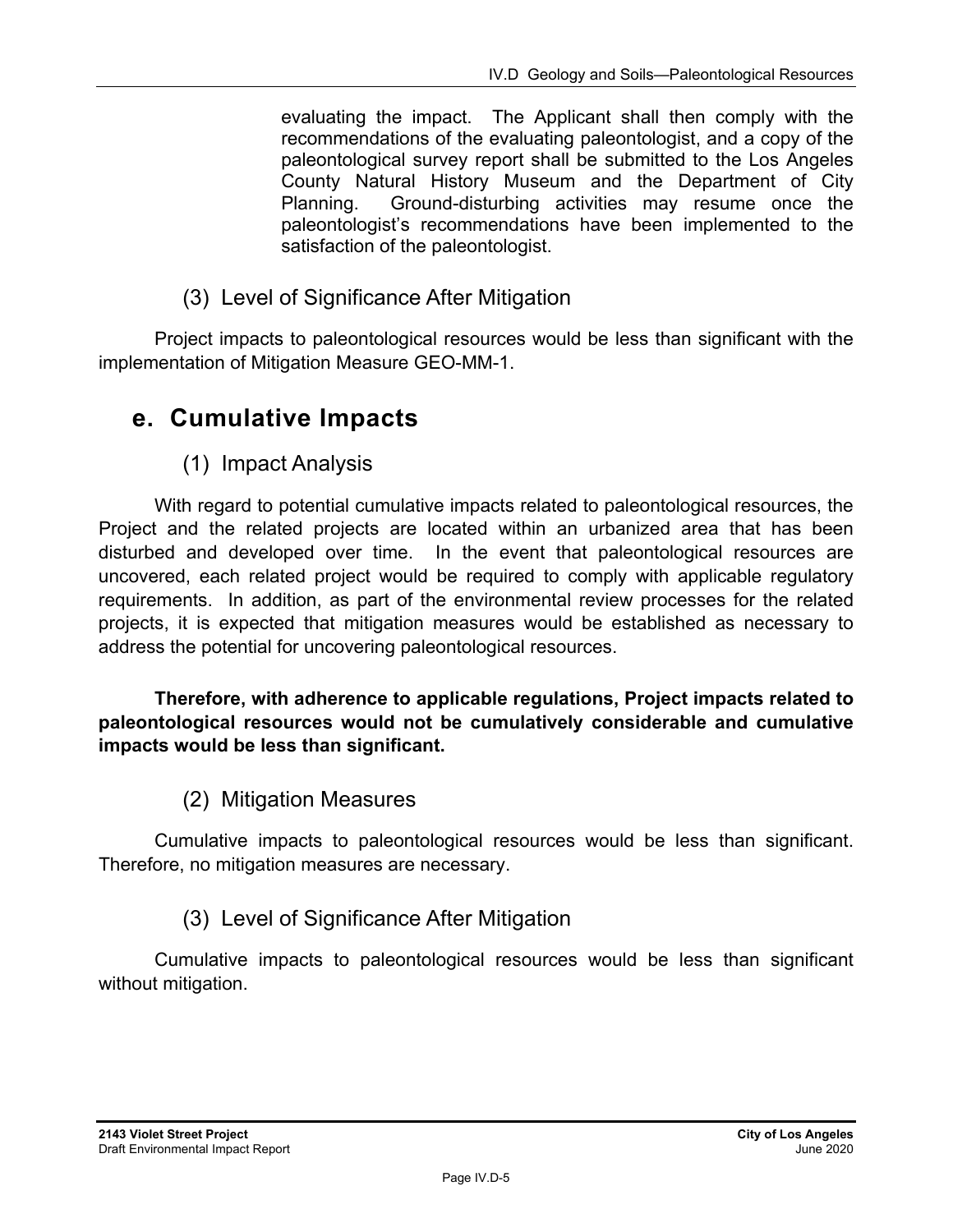evaluating the impact. The Applicant shall then comply with the recommendations of the evaluating paleontologist, and a copy of the paleontological survey report shall be submitted to the Los Angeles County Natural History Museum and the Department of City Planning. Ground-disturbing activities may resume once the paleontologist's recommendations have been implemented to the satisfaction of the paleontologist.

### (3) Level of Significance After Mitigation

Project impacts to paleontological resources would be less than significant with the implementation of Mitigation Measure GEO-MM-1.

## e. Cumulative Impacts

### (1) Impact Analysis

With regard to potential cumulative impacts related to paleontological resources, the Project and the related projects are located within an urbanized area that has been disturbed and developed over time. In the event that paleontological resources are uncovered, each related project would be required to comply with applicable regulatory requirements. In addition, as part of the environmental review processes for the related projects, it is expected that mitigation measures would be established as necessary to address the potential for uncovering paleontological resources.

**Therefore, with adherence to applicable regulations, Project impacts related to paleontological resources would not be cumulatively considerable and cumulative impacts would be less than significant.**

### (2) Mitigation Measures

Cumulative impacts to paleontological resources would be less than significant. Therefore, no mitigation measures are necessary.

### (3) Level of Significance After Mitigation

Cumulative impacts to paleontological resources would be less than significant without mitigation.